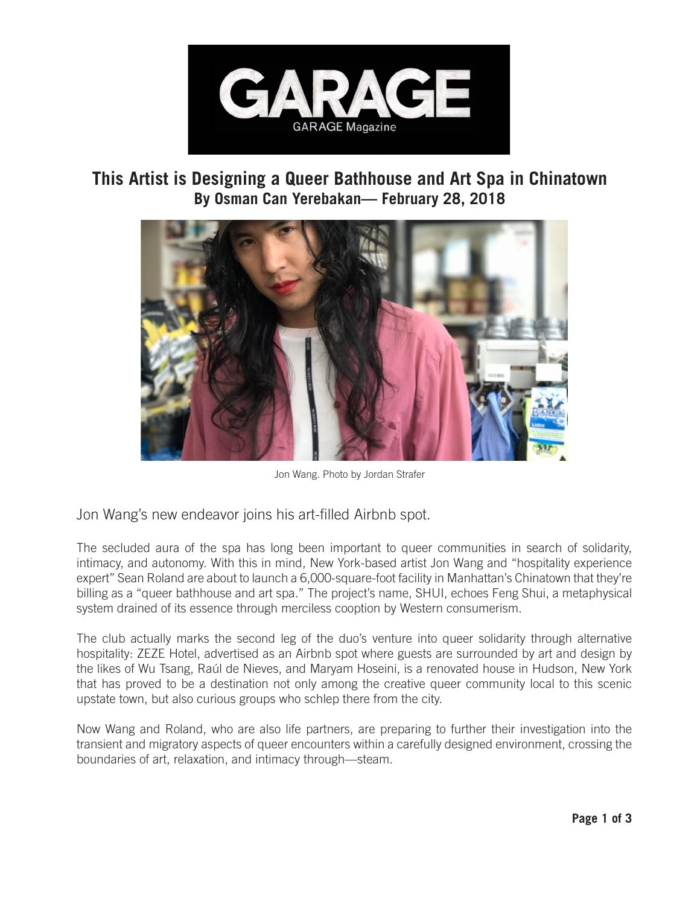GARAGE Magazine

# This Artist is Designing a Queer Bathhouse and Art Spa in Chinatown

**By Osman Can Yerebakan— February 28, 2018**

Jon Wang. Photo by Jordan Strafer

Jon Wang's new endeavor joins his art-filled Airbnb spot.

The secluded aura of the spa has long been important to queer communities in search of solidarity, intimacy, and autonomy. With this in mind, New York-based artist Jon Wang and "hospitality experience expert" Sean Roland are about to launch a 6,000-square-foot facility in Manhattan's Chinatown that they're billing as a "queer bathhouse and art spa." The project's name, SHUI, echoes Feng Shui, a metaphysical system drained of its essence through merciless cooption by Western consumerism.

The club actually marks the second leg of the duo's venture into queer solidarity through alternative hospitality: ZEZE Hotel, advertised as an Airbnb spot where guests are surrounded by art and design by the likes of Wu Tsang, Raúl de Nieves, and Maryam Hoseini, is a renovated house in Hudson, New York that has proved to be a destination not only among the creative queer community local to this scenic upstate town, but also curious groups who schlep there from the city.

Now Wang and Roland, who are also life partners, are preparing to further their investigation into the transient and migratory aspects of queer encounters within a carefully designed environment, crossing the boundaries of art, relaxation, and intimacy through—steam.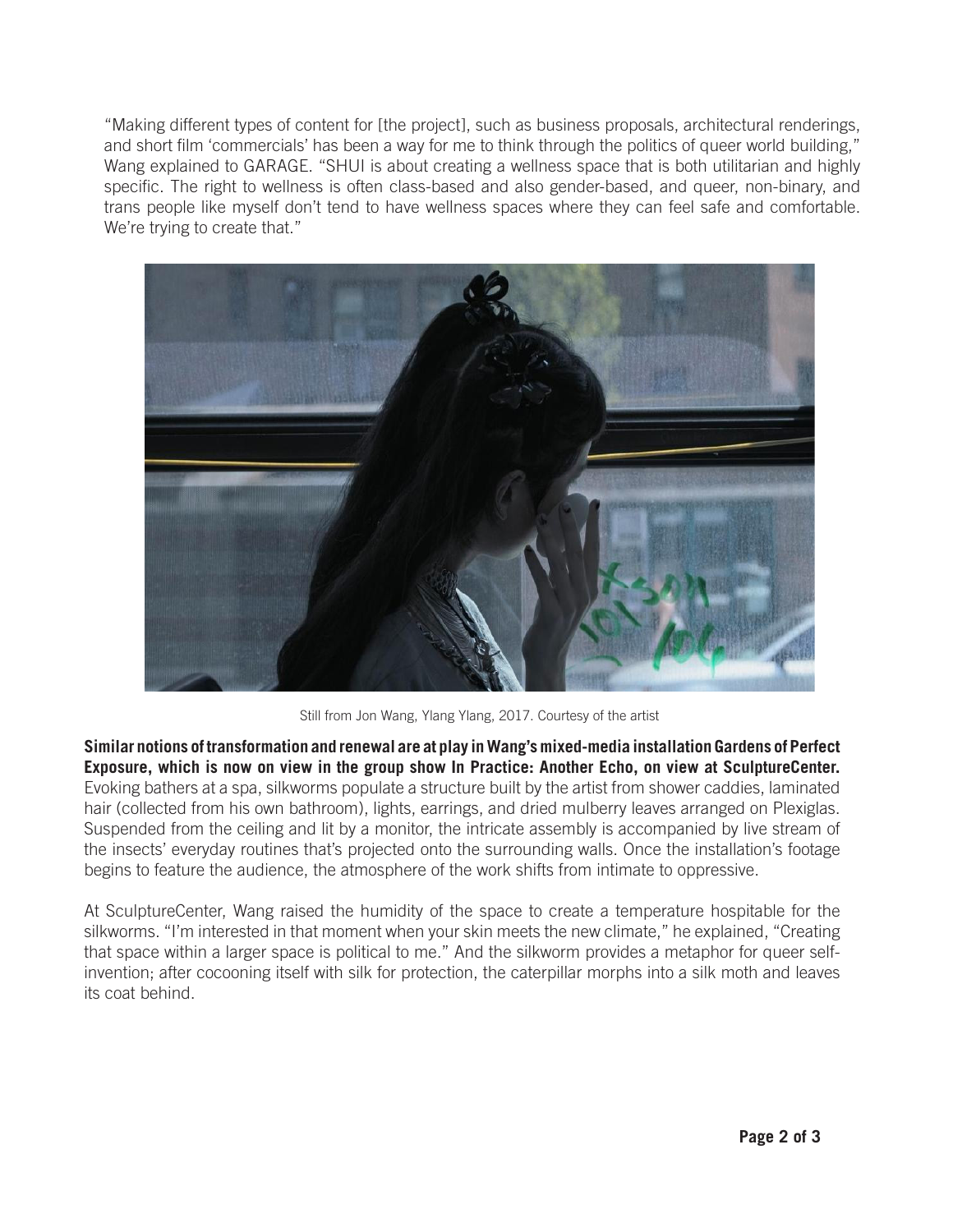"Making different types of content for [the project], such as business proposals, architectural renderings, and short film 'commercials' has been a way for me to think through the politics of queer world building," Wang explained to GARAGE. "SHUI is about creating a wellness space that is both utilitarian and highly specific. The right to wellness is often class-based and also gender-based, and queer, non-binary, and trans people like myself don't tend to have wellness spaces where they can feel safe and comfortable. We're trying to create that."

Still from Jon Wang, Ylang Ylang, 2017. Courtesy of the artist

**Similar notions of transformation and renewal are at play in Wang's mixed-media installation Gardens of Perfect Exposure, which is now on view in the group show In Practice: Another Echo, on view at SculptureCenter.** Evoking bathers at a spa, silkworms populate a structure built by the artist from shower caddies, laminated hair (collected from his own bathroom), lights, earrings, and dried mulberry leaves arranged on Plexiglas. Suspended from the ceiling and lit by a monitor, the intricate assembly is accompanied by live stream of the insects' everyday routines that's projected onto the surrounding walls. Once the installation's footage begins to feature the audience, the atmosphere of the work shifts from intimate to oppressive.

At SculptureCenter, Wang raised the humidity of the space to create a temperature hospitable for the silkworms. "I'm interested in that moment when your skin meets the new climate," he explained, "Creating that space within a larger space is political to me." And the silkworm provides a metaphor for queer self-invention; after cocooning itself with silk for protection, the caterpillar morphs into a silk moth and leaves its coat behind.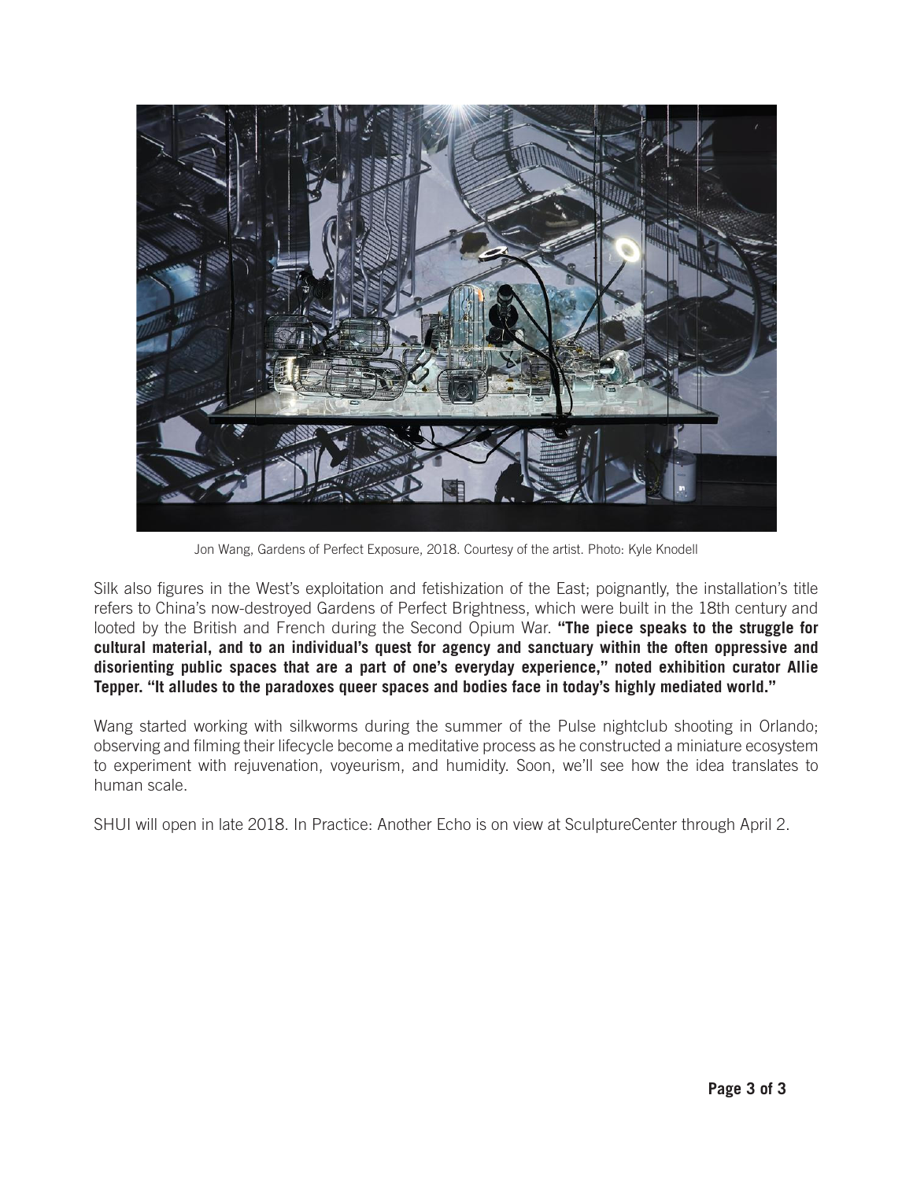Jon Wang, Gardens of Perfect Exposure, 2018. Courtesy of the artist. Photo: Kyle Knodell

Silk also figures in the West's exploitation and fetishization of the East; poignantly, the installation's title refers to China's now-destroyed Gardens of Perfect Brightness, which were built in the 18th century and looted by the British and French during the Second Opium War. **"The piece speaks to the struggle for cultural material, and to an individual's quest for agency and sanctuary within the often oppressive and disorienting public spaces that are a part of one's everyday experience," noted exhibition curator Allie Tepper. "It alludes to the paradoxes queer spaces and bodies face in today's highly mediated world."**

Wang started working with silkworms during the summer of the Pulse nightclub shooting in Orlando; observing and filming their lifecycle become a meditative process as he constructed a miniature ecosystem to experiment with rejuvenation, voyeurism, and humidity. Soon, we'll see how the idea translates to human scale.

SHUI will open in late 2018. In Practice: Another Echo is on view at SculptureCenter through April 2.